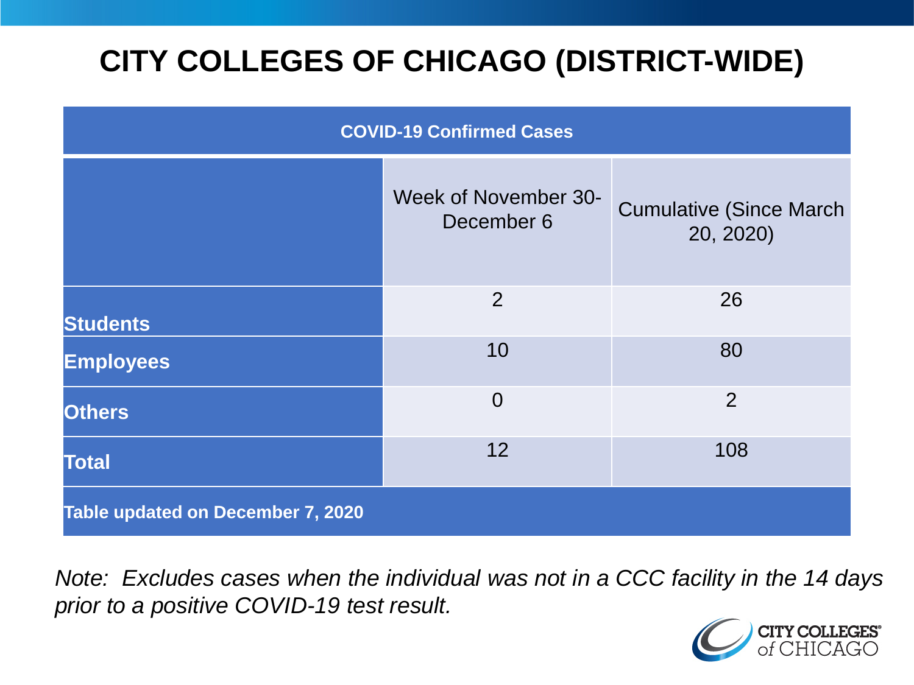# CITY COLLEGES OF CHICAGO (DISTRICT-WIDE)

| COVID-19 Confirmed Cases | | |
|---|---|---|
| | Week of November 30-December 6 | Cumulative (Since March 20, 2020) |
| **Students** | 2 | 26 |
| **Employees** | 10 | 80 |
| **Others** | 0 | 2 |
| **Total** | 12 | 108 |
| **Table updated on December 7, 2020** | | |

*Note: Excludes cases when the individual was not in a CCC facility in the 14 days prior to a positive COVID-19 test result.*

CITY COLLEGES of CHICAGO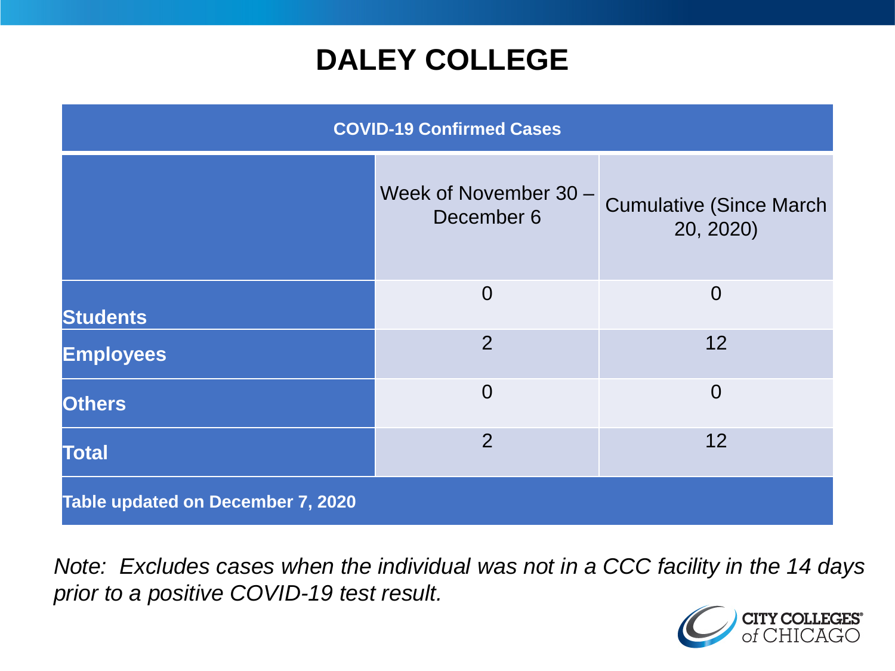# DALEY COLLEGE

| COVID-19 Confirmed Cases | | |
|---|---|---|
| | Week of November 30 – December 6 | Cumulative (Since March 20, 2020) |
| **Students** | 0 | 0 |
| **Employees** | 2 | 12 |
| **Others** | 0 | 0 |
| **Total** | 2 | 12 |
| **Table updated on December 7, 2020** | | |

*Note: Excludes cases when the individual was not in a CCC facility in the 14 days prior to a positive COVID-19 test result.*

CITY COLLEGES of CHICAGO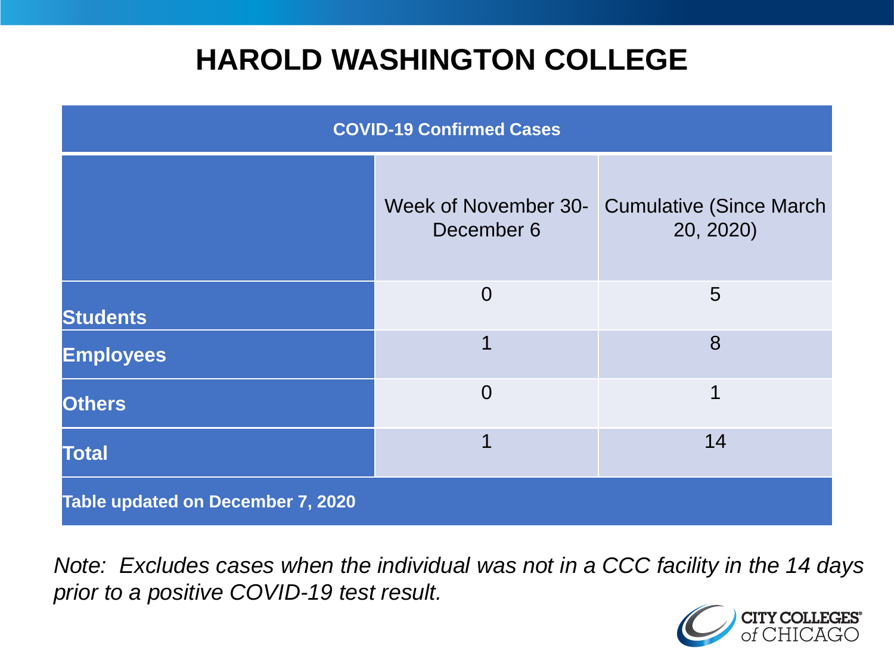# HAROLD WASHINGTON COLLEGE

| COVID-19 Confirmed Cases | | |
|---|---|---|
| | Week of November 30-December 6 | Cumulative (Since March 20, 2020) |
| **Students** | 0 | 5 |
| **Employees** | 1 | 8 |
| **Others** | 0 | 1 |
| **Total** | 1 | 14 |
| **Table updated on December 7, 2020** | | |

*Note: Excludes cases when the individual was not in a CCC facility in the 14 days prior to a positive COVID-19 test result.*

CITY COLLEGES of CHICAGO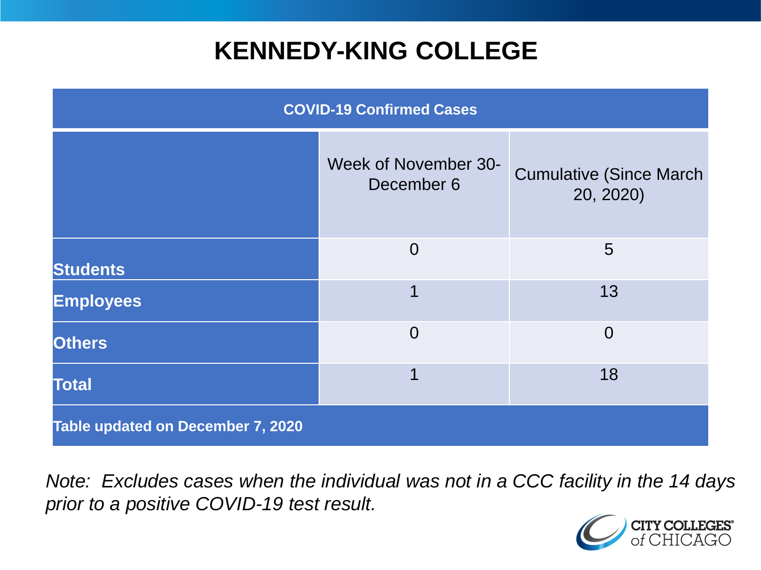# KENNEDY-KING COLLEGE

| COVID-19 Confirmed Cases | | |
|---|---|---|
| | Week of November 30-December 6 | Cumulative (Since March 20, 2020) |
| **Students** | 0 | 5 |
| **Employees** | 1 | 13 |
| **Others** | 0 | 0 |
| **Total** | 1 | 18 |
| **Table updated on December 7, 2020** | | |

*Note: Excludes cases when the individual was not in a CCC facility in the 14 days prior to a positive COVID-19 test result.*

CITY COLLEGES of CHICAGO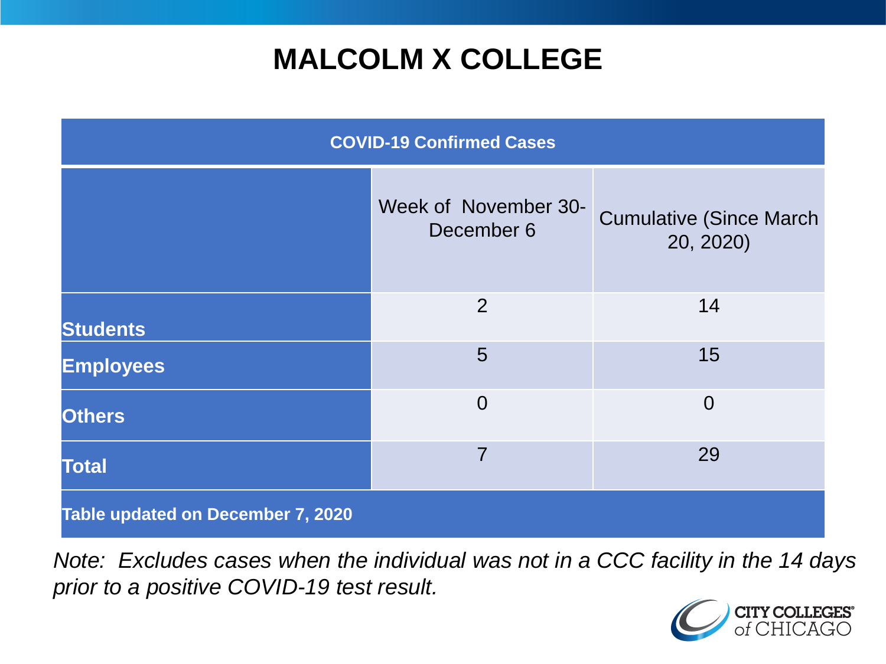# MALCOLM X COLLEGE

| COVID-19 Confirmed Cases | | |
|---|---|---|
| | Week of November 30-December 6 | Cumulative (Since March 20, 2020) |
| **Students** | 2 | 14 |
| **Employees** | 5 | 15 |
| **Others** | 0 | 0 |
| **Total** | 7 | 29 |
| **Table updated on December 7, 2020** | | |

*Note: Excludes cases when the individual was not in a CCC facility in the 14 days prior to a positive COVID-19 test result.*

CITY COLLEGES of CHICAGO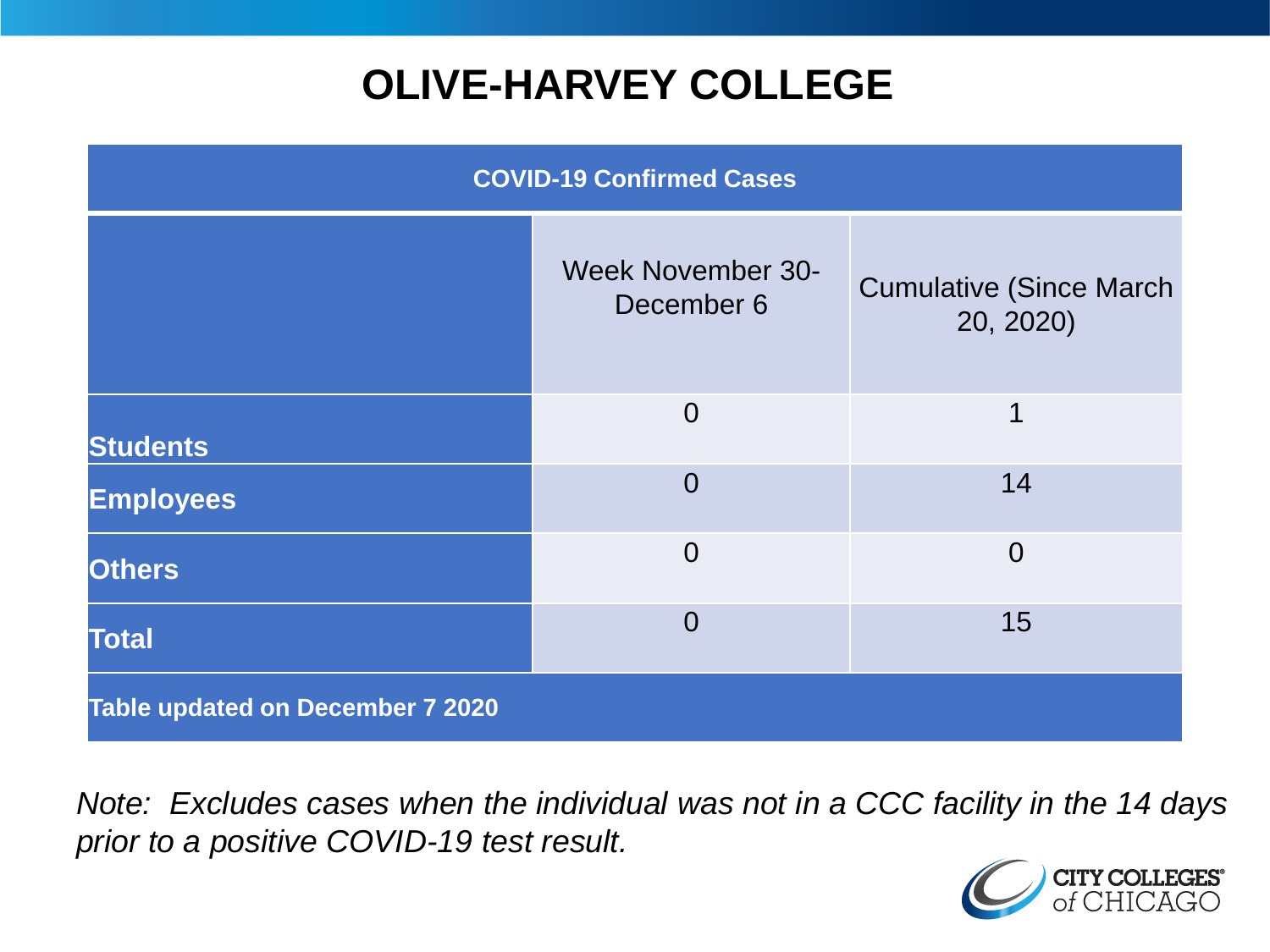# OLIVE-HARVEY COLLEGE

| COVID-19 Confirmed Cases | | |
|---|---|---|
| | Week November 30-December 6 | Cumulative (Since March 20, 2020) |
| **Students** | 0 | 1 |
| **Employees** | 0 | 14 |
| **Others** | 0 | 0 |
| **Total** | 0 | 15 |
| **Table updated on December 7 2020** | | |

*Note: Excludes cases when the individual was not in a CCC facility in the 14 days prior to a positive COVID-19 test result.*

CITY COLLEGES of CHICAGO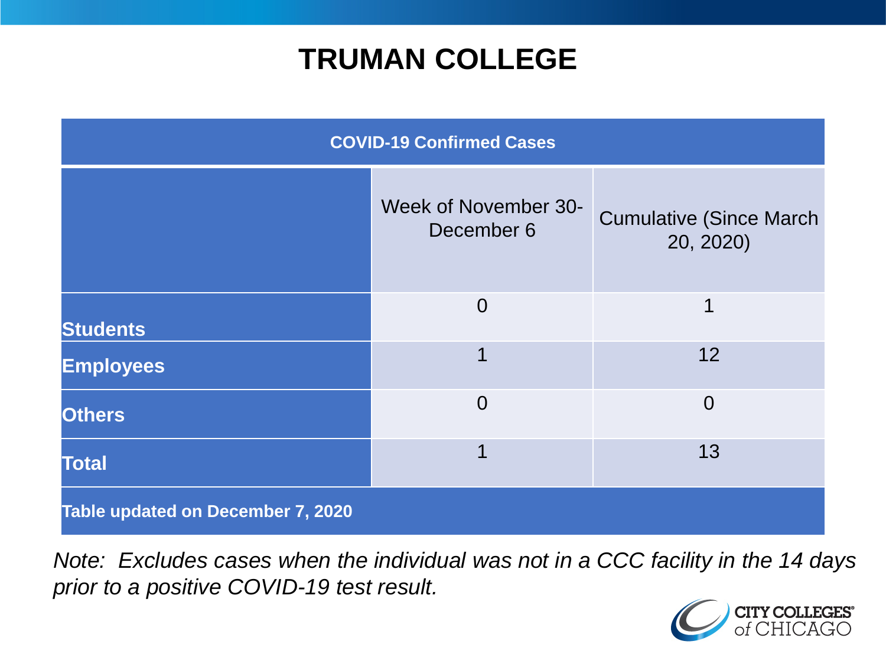# TRUMAN COLLEGE

| COVID-19 Confirmed Cases | | |
|---|---|---|
| | Week of November 30-December 6 | Cumulative (Since March 20, 2020) |
| **Students** | 0 | 1 |
| **Employees** | 1 | 12 |
| **Others** | 0 | 0 |
| **Total** | 1 | 13 |
| **Table updated on December 7, 2020** | | |

*Note: Excludes cases when the individual was not in a CCC facility in the 14 days prior to a positive COVID-19 test result.*

CITY COLLEGES of CHICAGO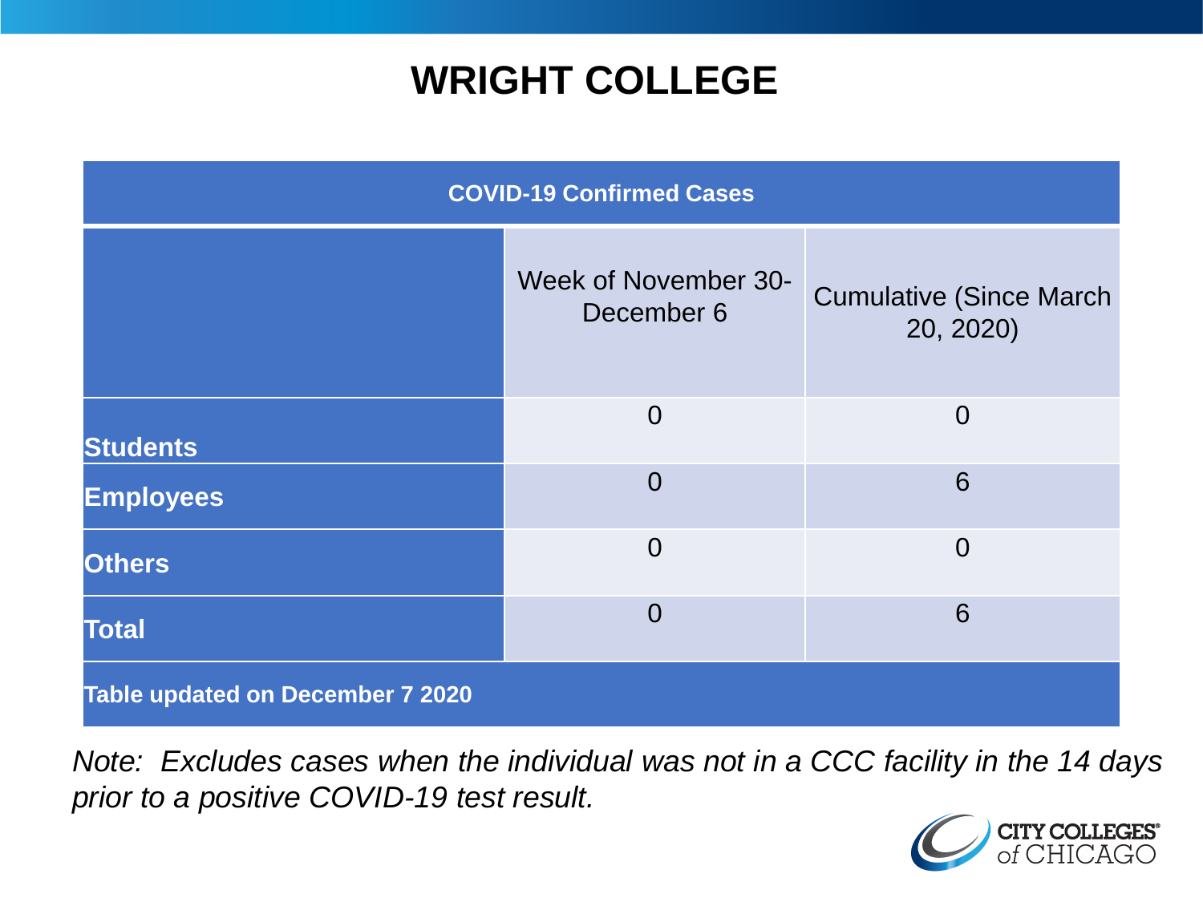# WRIGHT COLLEGE

| COVID-19 Confirmed Cases | | |
|---|---|---|
| | Week of November 30-December 6 | Cumulative (Since March 20, 2020) |
| **Students** | 0 | 0 |
| **Employees** | 0 | 6 |
| **Others** | 0 | 0 |
| **Total** | 0 | 6 |
| **Table updated on December 7 2020** | | |

*Note: Excludes cases when the individual was not in a CCC facility in the 14 days prior to a positive COVID-19 test result.*

CITY COLLEGES of CHICAGO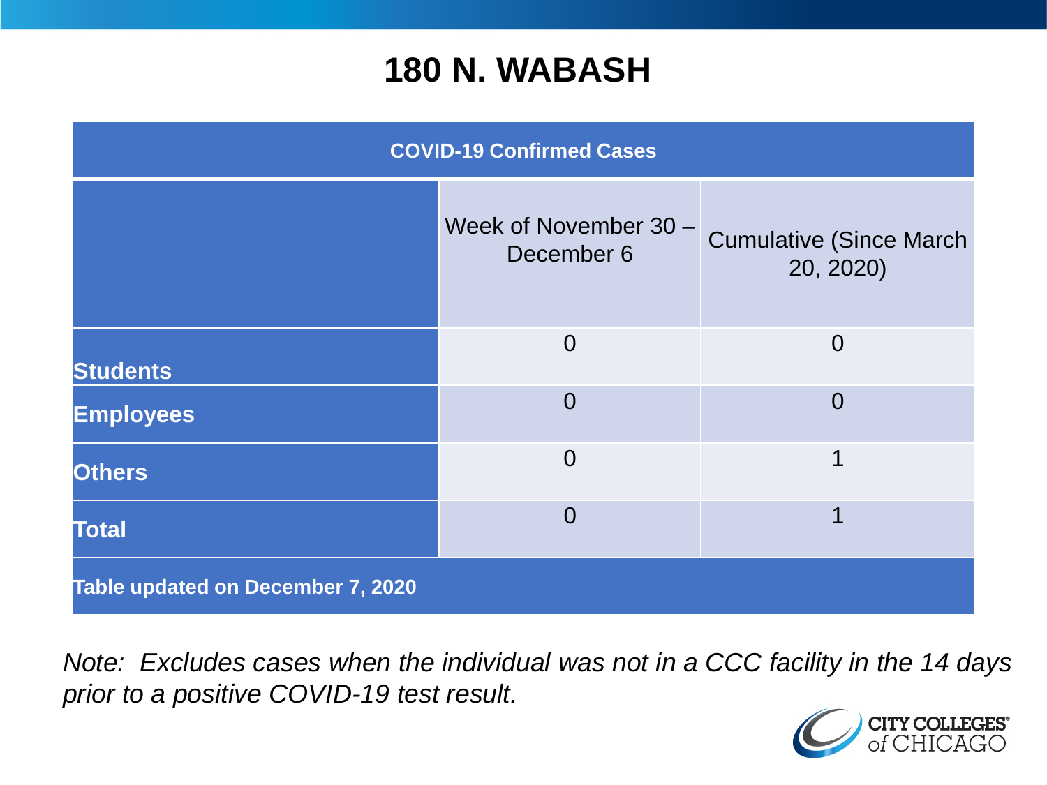# 180 N. WABASH

| COVID-19 Confirmed Cases | | |
|---|---|---|
| | Week of November 30 – December 6 | Cumulative (Since March 20, 2020) |
| **Students** | 0 | 0 |
| **Employees** | 0 | 0 |
| **Others** | 0 | 1 |
| **Total** | 0 | 1 |
| **Table updated on December 7, 2020** | | |

*Note: Excludes cases when the individual was not in a CCC facility in the 14 days prior to a positive COVID-19 test result.*

CITY COLLEGES of CHICAGO